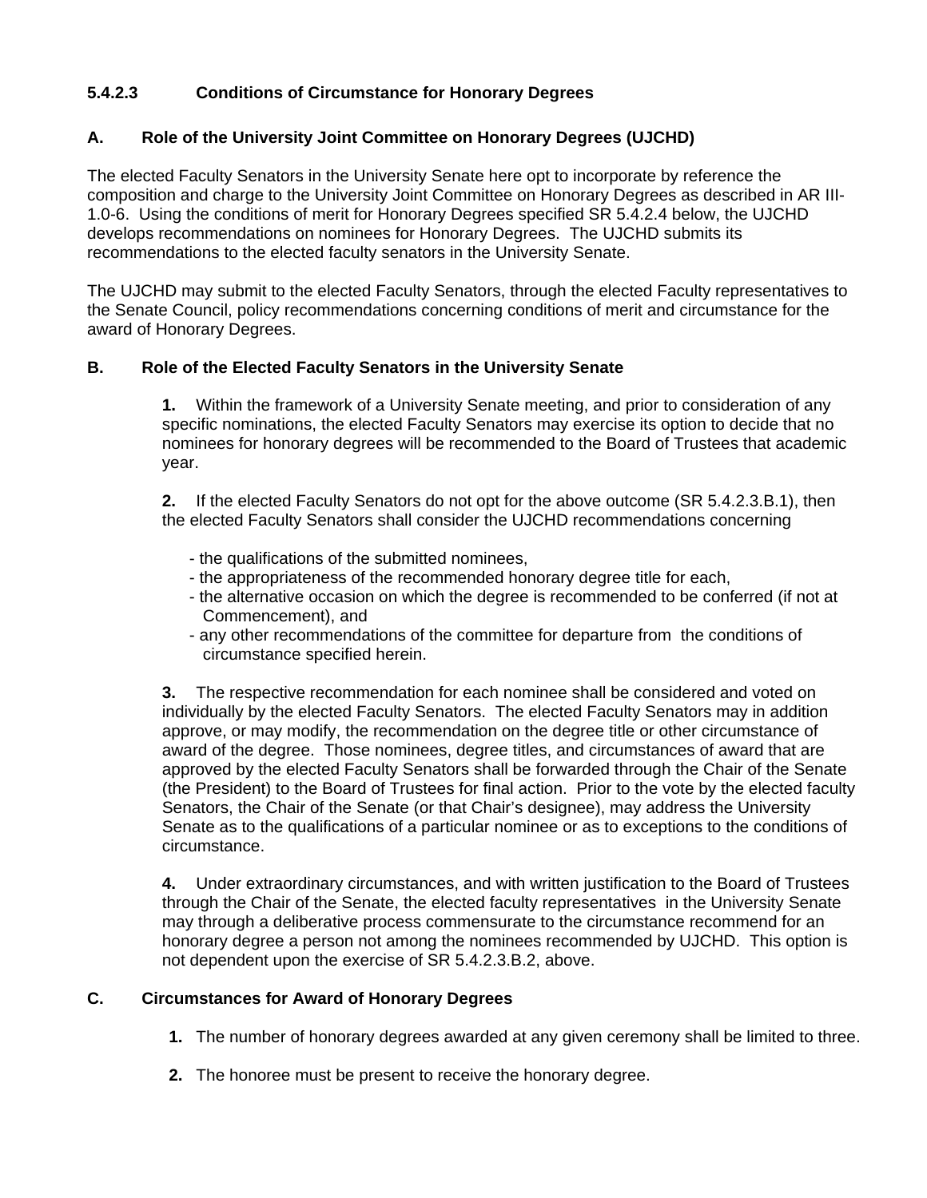### 5.4.2.3 Conditions of Circumstance for Honorary Degrees

**A. Role of the University Joint Committee on Honorary Degrees (UJCHD)**

The elected Faculty Senators in the University Senate here opt to incorporate by reference the composition and charge to the University Joint Committee on Honorary Degrees as described in AR III-1.0-6. Using the conditions of merit for Honorary Degrees specified SR 5.4.2.4 below, the UJCHD develops recommendations on nominees for Honorary Degrees. The UJCHD submits its recommendations to the elected faculty senators in the University Senate.

The UJCHD may submit to the elected Faculty Senators, through the elected Faculty representatives to the Senate Council, policy recommendations concerning conditions of merit and circumstance for the award of Honorary Degrees.

**B. Role of the Elected Faculty Senators in the University Senate**

**1.** Within the framework of a University Senate meeting, and prior to consideration of any specific nominations, the elected Faculty Senators may exercise its option to decide that no nominees for honorary degrees will be recommended to the Board of Trustees that academic year.

**2.** If the elected Faculty Senators do not opt for the above outcome (SR 5.4.2.3.B.1), then the elected Faculty Senators shall consider the UJCHD recommendations concerning

- the qualifications of the submitted nominees,
- the appropriateness of the recommended honorary degree title for each,
- the alternative occasion on which the degree is recommended to be conferred (if not at Commencement), and
- any other recommendations of the committee for departure from the conditions of circumstance specified herein.

**3.** The respective recommendation for each nominee shall be considered and voted on individually by the elected Faculty Senators. The elected Faculty Senators may in addition approve, or may modify, the recommendation on the degree title or other circumstance of award of the degree. Those nominees, degree titles, and circumstances of award that are approved by the elected Faculty Senators shall be forwarded through the Chair of the Senate (the President) to the Board of Trustees for final action. Prior to the vote by the elected faculty Senators, the Chair of the Senate (or that Chair's designee), may address the University Senate as to the qualifications of a particular nominee or as to exceptions to the conditions of circumstance.

**4.** Under extraordinary circumstances, and with written justification to the Board of Trustees through the Chair of the Senate, the elected faculty representatives in the University Senate may through a deliberative process commensurate to the circumstance recommend for an honorary degree a person not among the nominees recommended by UJCHD. This option is not dependent upon the exercise of SR 5.4.2.3.B.2, above.

**C. Circumstances for Award of Honorary Degrees**

**1.** The number of honorary degrees awarded at any given ceremony shall be limited to three.

**2.** The honoree must be present to receive the honorary degree.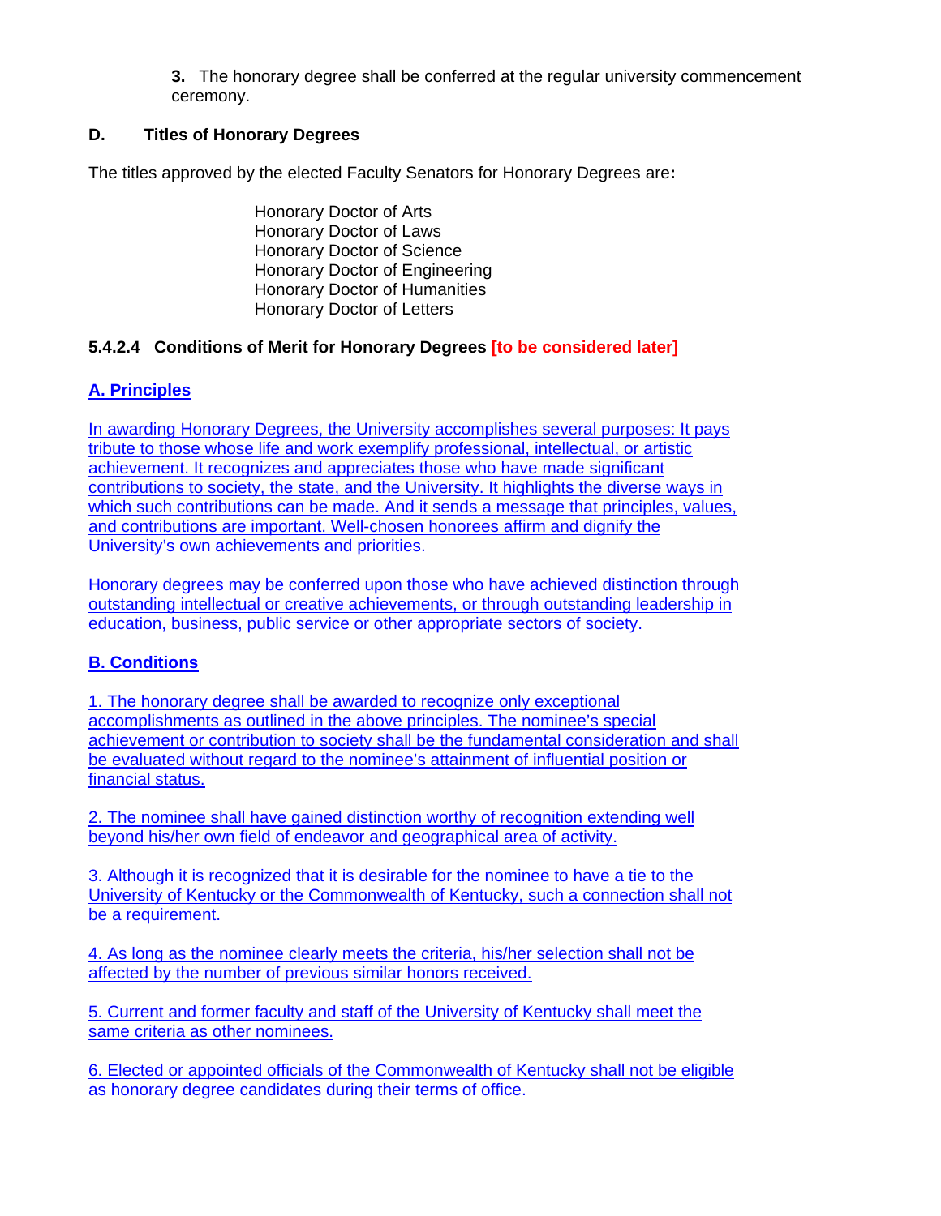**3.** The honorary degree shall be conferred at the regular university commencement ceremony.

**D. Titles of Honorary Degrees**

The titles approved by the elected Faculty Senators for Honorary Degrees are**:**

Honorary Doctor of Arts
Honorary Doctor of Laws
Honorary Doctor of Science
Honorary Doctor of Engineering
Honorary Doctor of Humanities
Honorary Doctor of Letters

**5.4.2.4 Conditions of Merit for Honorary Degrees ~~[to be considered later]~~**

**A. Principles**

In awarding Honorary Degrees, the University accomplishes several purposes: It pays tribute to those whose life and work exemplify professional, intellectual, or artistic achievement. It recognizes and appreciates those who have made significant contributions to society, the state, and the University. It highlights the diverse ways in which such contributions can be made. And it sends a message that principles, values, and contributions are important. Well-chosen honorees affirm and dignify the University's own achievements and priorities.

Honorary degrees may be conferred upon those who have achieved distinction through outstanding intellectual or creative achievements, or through outstanding leadership in education, business, public service or other appropriate sectors of society.

**B. Conditions**

1. The honorary degree shall be awarded to recognize only exceptional accomplishments as outlined in the above principles. The nominee's special achievement or contribution to society shall be the fundamental consideration and shall be evaluated without regard to the nominee's attainment of influential position or financial status.

2. The nominee shall have gained distinction worthy of recognition extending well beyond his/her own field of endeavor and geographical area of activity.

3. Although it is recognized that it is desirable for the nominee to have a tie to the University of Kentucky or the Commonwealth of Kentucky, such a connection shall not be a requirement.

4. As long as the nominee clearly meets the criteria, his/her selection shall not be affected by the number of previous similar honors received.

5. Current and former faculty and staff of the University of Kentucky shall meet the same criteria as other nominees.

6. Elected or appointed officials of the Commonwealth of Kentucky shall not be eligible as honorary degree candidates during their terms of office.